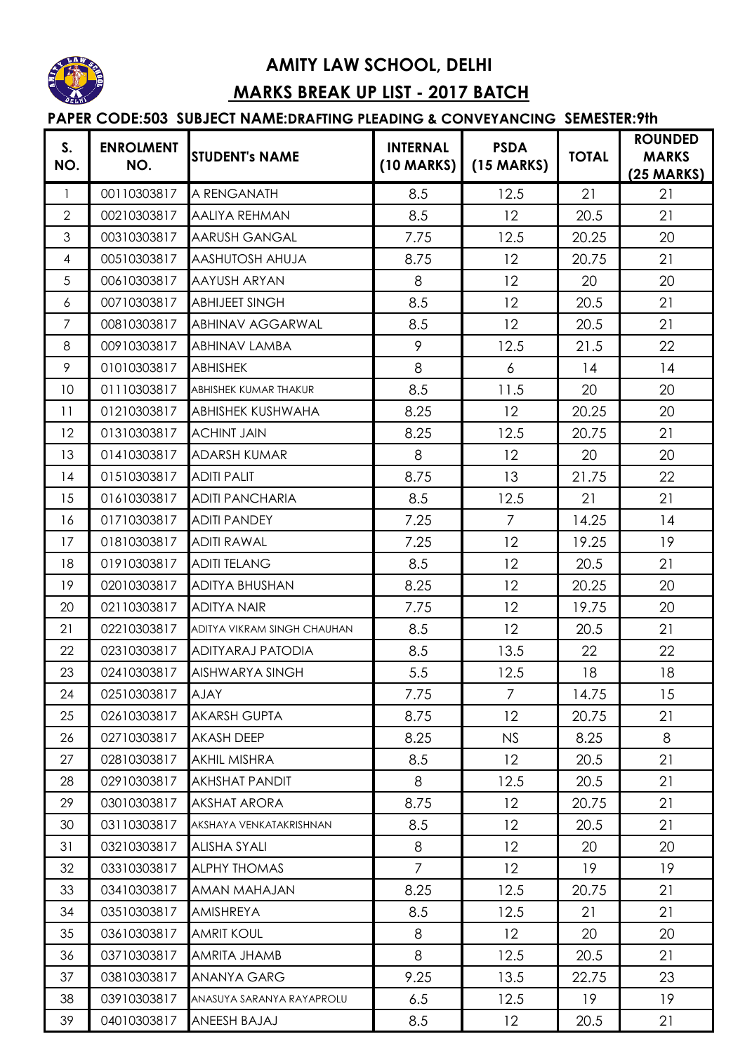# AMITY LAW SCHOOL, DELHI

## MARKS BREAK UP LIST - 2017 BATCH

### PAPER CODE:503 SUBJECT NAME:DRAFTING PLEADING & CONVEYANCING SEMESTER:9th

| S. NO. | ENROLMENT NO. | STUDENT's NAME | INTERNAL (10 MARKS) | PSDA (15 MARKS) | TOTAL | ROUNDED MARKS (25 MARKS) |
|---|---|---|---|---|---|---|
| 1 | 00110303817 | A RENGANATH | 8.5 | 12.5 | 21 | 21 |
| 2 | 00210303817 | AALIYA REHMAN | 8.5 | 12 | 20.5 | 21 |
| 3 | 00310303817 | AARUSH GANGAL | 7.75 | 12.5 | 20.25 | 20 |
| 4 | 00510303817 | AASHUTOSH AHUJA | 8.75 | 12 | 20.75 | 21 |
| 5 | 00610303817 | AAYUSH ARYAN | 8 | 12 | 20 | 20 |
| 6 | 00710303817 | ABHIJEET SINGH | 8.5 | 12 | 20.5 | 21 |
| 7 | 00810303817 | ABHINAV AGGARWAL | 8.5 | 12 | 20.5 | 21 |
| 8 | 00910303817 | ABHINAV LAMBA | 9 | 12.5 | 21.5 | 22 |
| 9 | 01010303817 | ABHISHEK | 8 | 6 | 14 | 14 |
| 10 | 01110303817 | ABHISHEK KUMAR THAKUR | 8.5 | 11.5 | 20 | 20 |
| 11 | 01210303817 | ABHISHEK KUSHWAHA | 8.25 | 12 | 20.25 | 20 |
| 12 | 01310303817 | ACHINT JAIN | 8.25 | 12.5 | 20.75 | 21 |
| 13 | 01410303817 | ADARSH KUMAR | 8 | 12 | 20 | 20 |
| 14 | 01510303817 | ADITI PALIT | 8.75 | 13 | 21.75 | 22 |
| 15 | 01610303817 | ADITI PANCHARIA | 8.5 | 12.5 | 21 | 21 |
| 16 | 01710303817 | ADITI PANDEY | 7.25 | 7 | 14.25 | 14 |
| 17 | 01810303817 | ADITI RAWAL | 7.25 | 12 | 19.25 | 19 |
| 18 | 01910303817 | ADITI TELANG | 8.5 | 12 | 20.5 | 21 |
| 19 | 02010303817 | ADITYA BHUSHAN | 8.25 | 12 | 20.25 | 20 |
| 20 | 02110303817 | ADITYA NAIR | 7.75 | 12 | 19.75 | 20 |
| 21 | 02210303817 | ADITYA VIKRAM SINGH CHAUHAN | 8.5 | 12 | 20.5 | 21 |
| 22 | 02310303817 | ADITYARAJ PATODIA | 8.5 | 13.5 | 22 | 22 |
| 23 | 02410303817 | AISHWARYA SINGH | 5.5 | 12.5 | 18 | 18 |
| 24 | 02510303817 | AJAY | 7.75 | 7 | 14.75 | 15 |
| 25 | 02610303817 | AKARSH GUPTA | 8.75 | 12 | 20.75 | 21 |
| 26 | 02710303817 | AKASH DEEP | 8.25 | NS | 8.25 | 8 |
| 27 | 02810303817 | AKHIL MISHRA | 8.5 | 12 | 20.5 | 21 |
| 28 | 02910303817 | AKHSHAT PANDIT | 8 | 12.5 | 20.5 | 21 |
| 29 | 03010303817 | AKSHAT ARORA | 8.75 | 12 | 20.75 | 21 |
| 30 | 03110303817 | AKSHAYA VENKATAKRISHNAN | 8.5 | 12 | 20.5 | 21 |
| 31 | 03210303817 | ALISHA SYALI | 8 | 12 | 20 | 20 |
| 32 | 03310303817 | ALPHY THOMAS | 7 | 12 | 19 | 19 |
| 33 | 03410303817 | AMAN MAHAJAN | 8.25 | 12.5 | 20.75 | 21 |
| 34 | 03510303817 | AMISHREYA | 8.5 | 12.5 | 21 | 21 |
| 35 | 03610303817 | AMRIT KOUL | 8 | 12 | 20 | 20 |
| 36 | 03710303817 | AMRITA JHAMB | 8 | 12.5 | 20.5 | 21 |
| 37 | 03810303817 | ANANYA GARG | 9.25 | 13.5 | 22.75 | 23 |
| 38 | 03910303817 | ANASUYA SARANYA RAYAPROLU | 6.5 | 12.5 | 19 | 19 |
| 39 | 04010303817 | ANEESH BAJAJ | 8.5 | 12 | 20.5 | 21 |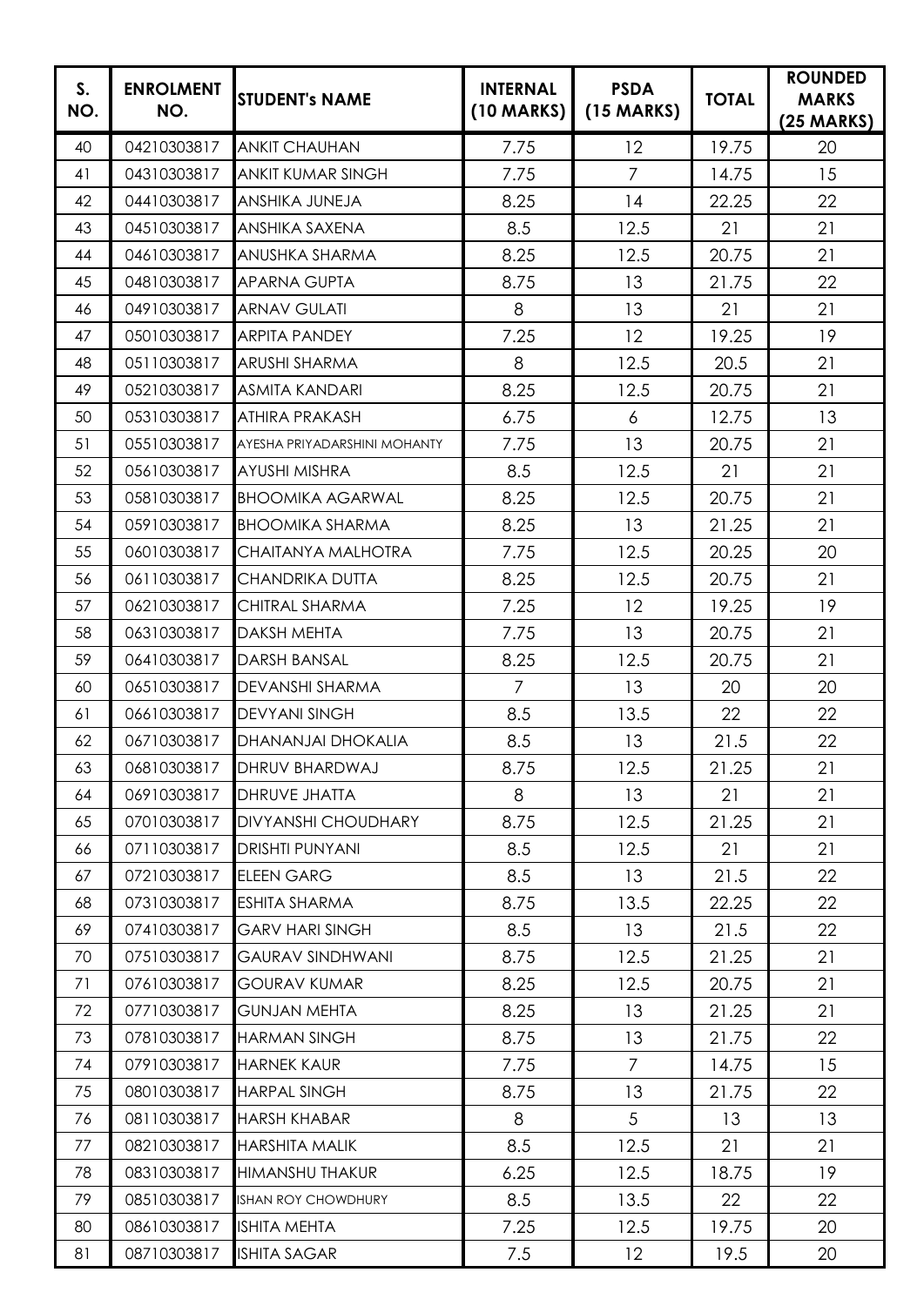| S. NO. | ENROLMENT NO. | STUDENT's NAME | INTERNAL (10 MARKS) | PSDA (15 MARKS) | TOTAL | ROUNDED MARKS (25 MARKS) |
|---|---|---|---|---|---|---|
| 40 | 04210303817 | ANKIT CHAUHAN | 7.75 | 12 | 19.75 | 20 |
| 41 | 04310303817 | ANKIT KUMAR SINGH | 7.75 | 7 | 14.75 | 15 |
| 42 | 04410303817 | ANSHIKA JUNEJA | 8.25 | 14 | 22.25 | 22 |
| 43 | 04510303817 | ANSHIKA SAXENA | 8.5 | 12.5 | 21 | 21 |
| 44 | 04610303817 | ANUSHKA SHARMA | 8.25 | 12.5 | 20.75 | 21 |
| 45 | 04810303817 | APARNA GUPTA | 8.75 | 13 | 21.75 | 22 |
| 46 | 04910303817 | ARNAV GULATI | 8 | 13 | 21 | 21 |
| 47 | 05010303817 | ARPITA PANDEY | 7.25 | 12 | 19.25 | 19 |
| 48 | 05110303817 | ARUSHI SHARMA | 8 | 12.5 | 20.5 | 21 |
| 49 | 05210303817 | ASMITA KANDARI | 8.25 | 12.5 | 20.75 | 21 |
| 50 | 05310303817 | ATHIRA PRAKASH | 6.75 | 6 | 12.75 | 13 |
| 51 | 05510303817 | AYESHA PRIYADARSHINI MOHANTY | 7.75 | 13 | 20.75 | 21 |
| 52 | 05610303817 | AYUSHI MISHRA | 8.5 | 12.5 | 21 | 21 |
| 53 | 05810303817 | BHOOMIKA AGARWAL | 8.25 | 12.5 | 20.75 | 21 |
| 54 | 05910303817 | BHOOMIKA SHARMA | 8.25 | 13 | 21.25 | 21 |
| 55 | 06010303817 | CHAITANYA MALHOTRA | 7.75 | 12.5 | 20.25 | 20 |
| 56 | 06110303817 | CHANDRIKA DUTTA | 8.25 | 12.5 | 20.75 | 21 |
| 57 | 06210303817 | CHITRAL SHARMA | 7.25 | 12 | 19.25 | 19 |
| 58 | 06310303817 | DAKSH MEHTA | 7.75 | 13 | 20.75 | 21 |
| 59 | 06410303817 | DARSH BANSAL | 8.25 | 12.5 | 20.75 | 21 |
| 60 | 06510303817 | DEVANSHI SHARMA | 7 | 13 | 20 | 20 |
| 61 | 06610303817 | DEVYANI SINGH | 8.5 | 13.5 | 22 | 22 |
| 62 | 06710303817 | DHANANJAI DHOKALIA | 8.5 | 13 | 21.5 | 22 |
| 63 | 06810303817 | DHRUV BHARDWAJ | 8.75 | 12.5 | 21.25 | 21 |
| 64 | 06910303817 | DHRUVE JHATTA | 8 | 13 | 21 | 21 |
| 65 | 07010303817 | DIVYANSHI CHOUDHARY | 8.75 | 12.5 | 21.25 | 21 |
| 66 | 07110303817 | DRISHTI PUNYANI | 8.5 | 12.5 | 21 | 21 |
| 67 | 07210303817 | ELEEN GARG | 8.5 | 13 | 21.5 | 22 |
| 68 | 07310303817 | ESHITA SHARMA | 8.75 | 13.5 | 22.25 | 22 |
| 69 | 07410303817 | GARV HARI SINGH | 8.5 | 13 | 21.5 | 22 |
| 70 | 07510303817 | GAURAV SINDHWANI | 8.75 | 12.5 | 21.25 | 21 |
| 71 | 07610303817 | GOURAV KUMAR | 8.25 | 12.5 | 20.75 | 21 |
| 72 | 07710303817 | GUNJAN MEHTA | 8.25 | 13 | 21.25 | 21 |
| 73 | 07810303817 | HARMAN SINGH | 8.75 | 13 | 21.75 | 22 |
| 74 | 07910303817 | HARNEK KAUR | 7.75 | 7 | 14.75 | 15 |
| 75 | 08010303817 | HARPAL SINGH | 8.75 | 13 | 21.75 | 22 |
| 76 | 08110303817 | HARSH KHABAR | 8 | 5 | 13 | 13 |
| 77 | 08210303817 | HARSHITA MALIK | 8.5 | 12.5 | 21 | 21 |
| 78 | 08310303817 | HIMANSHU THAKUR | 6.25 | 12.5 | 18.75 | 19 |
| 79 | 08510303817 | ISHAN ROY CHOWDHURY | 8.5 | 13.5 | 22 | 22 |
| 80 | 08610303817 | ISHITA MEHTA | 7.25 | 12.5 | 19.75 | 20 |
| 81 | 08710303817 | ISHITA SAGAR | 7.5 | 12 | 19.5 | 20 |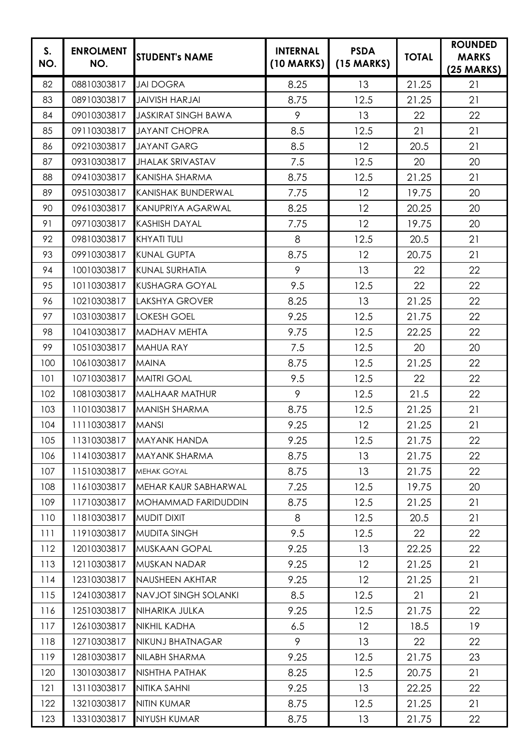| S. NO. | ENROLMENT NO. | STUDENT's NAME | INTERNAL (10 MARKS) | PSDA (15 MARKS) | TOTAL | ROUNDED MARKS (25 MARKS) |
|---|---|---|---|---|---|---|
| 82 | 08810303817 | JAI DOGRA | 8.25 | 13 | 21.25 | 21 |
| 83 | 08910303817 | JAIVISH HARJAI | 8.75 | 12.5 | 21.25 | 21 |
| 84 | 09010303817 | JASKIRAT SINGH BAWA | 9 | 13 | 22 | 22 |
| 85 | 09110303817 | JAYANT CHOPRA | 8.5 | 12.5 | 21 | 21 |
| 86 | 09210303817 | JAYANT GARG | 8.5 | 12 | 20.5 | 21 |
| 87 | 09310303817 | JHALAK SRIVASTAV | 7.5 | 12.5 | 20 | 20 |
| 88 | 09410303817 | KANISHA SHARMA | 8.75 | 12.5 | 21.25 | 21 |
| 89 | 09510303817 | KANISHAK BUNDERWAL | 7.75 | 12 | 19.75 | 20 |
| 90 | 09610303817 | KANUPRIYA AGARWAL | 8.25 | 12 | 20.25 | 20 |
| 91 | 09710303817 | KASHISH DAYAL | 7.75 | 12 | 19.75 | 20 |
| 92 | 09810303817 | KHYATI TULI | 8 | 12.5 | 20.5 | 21 |
| 93 | 09910303817 | KUNAL GUPTA | 8.75 | 12 | 20.75 | 21 |
| 94 | 10010303817 | KUNAL SURHATIA | 9 | 13 | 22 | 22 |
| 95 | 10110303817 | KUSHAGRA GOYAL | 9.5 | 12.5 | 22 | 22 |
| 96 | 10210303817 | LAKSHYA GROVER | 8.25 | 13 | 21.25 | 22 |
| 97 | 10310303817 | LOKESH GOEL | 9.25 | 12.5 | 21.75 | 22 |
| 98 | 10410303817 | MADHAV MEHTA | 9.75 | 12.5 | 22.25 | 22 |
| 99 | 10510303817 | MAHUA RAY | 7.5 | 12.5 | 20 | 20 |
| 100 | 10610303817 | MAINA | 8.75 | 12.5 | 21.25 | 22 |
| 101 | 10710303817 | MAITRI GOAL | 9.5 | 12.5 | 22 | 22 |
| 102 | 10810303817 | MALHAAR MATHUR | 9 | 12.5 | 21.5 | 22 |
| 103 | 11010303817 | MANISH SHARMA | 8.75 | 12.5 | 21.25 | 21 |
| 104 | 11110303817 | MANSI | 9.25 | 12 | 21.25 | 21 |
| 105 | 11310303817 | MAYANK HANDA | 9.25 | 12.5 | 21.75 | 22 |
| 106 | 11410303817 | MAYANK SHARMA | 8.75 | 13 | 21.75 | 22 |
| 107 | 11510303817 | MEHAK GOYAL | 8.75 | 13 | 21.75 | 22 |
| 108 | 11610303817 | MEHAR KAUR SABHARWAL | 7.25 | 12.5 | 19.75 | 20 |
| 109 | 11710303817 | MOHAMMAD FARIDUDDIN | 8.75 | 12.5 | 21.25 | 21 |
| 110 | 11810303817 | MUDIT DIXIT | 8 | 12.5 | 20.5 | 21 |
| 111 | 11910303817 | MUDITA SINGH | 9.5 | 12.5 | 22 | 22 |
| 112 | 12010303817 | MUSKAAN GOPAL | 9.25 | 13 | 22.25 | 22 |
| 113 | 12110303817 | MUSKAN NADAR | 9.25 | 12 | 21.25 | 21 |
| 114 | 12310303817 | NAUSHEEN AKHTAR | 9.25 | 12 | 21.25 | 21 |
| 115 | 12410303817 | NAVJOT SINGH SOLANKI | 8.5 | 12.5 | 21 | 21 |
| 116 | 12510303817 | NIHARIKA JULKA | 9.25 | 12.5 | 21.75 | 22 |
| 117 | 12610303817 | NIKHIL KADHA | 6.5 | 12 | 18.5 | 19 |
| 118 | 12710303817 | NIKUNJ BHATNAGAR | 9 | 13 | 22 | 22 |
| 119 | 12810303817 | NILABH SHARMA | 9.25 | 12.5 | 21.75 | 23 |
| 120 | 13010303817 | NISHTHA PATHAK | 8.25 | 12.5 | 20.75 | 21 |
| 121 | 13110303817 | NITIKA SAHNI | 9.25 | 13 | 22.25 | 22 |
| 122 | 13210303817 | NITIN KUMAR | 8.75 | 12.5 | 21.25 | 21 |
| 123 | 13310303817 | NIYUSH KUMAR | 8.75 | 13 | 21.75 | 22 |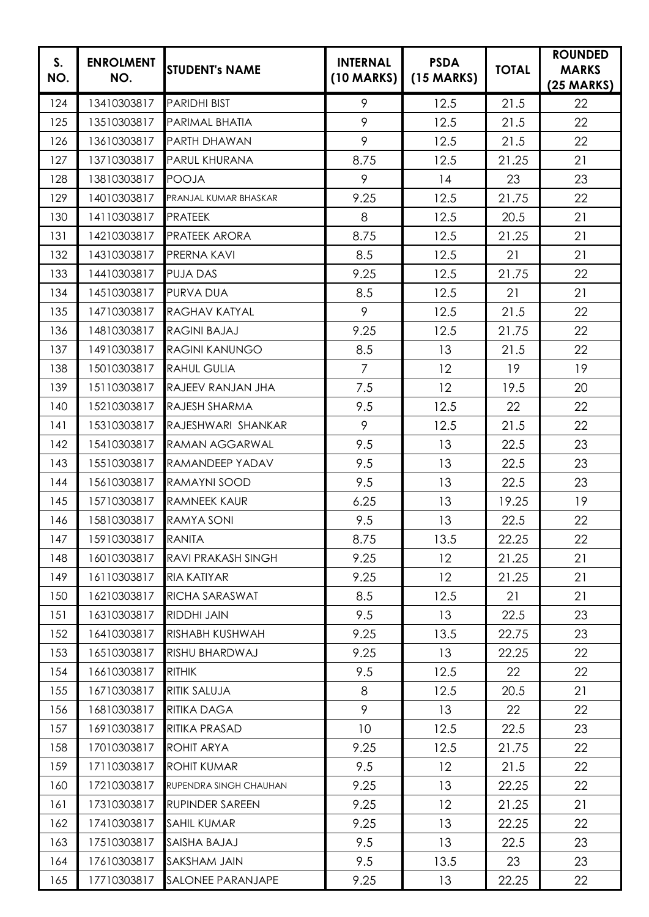| S. NO. | ENROLMENT NO. | STUDENT's NAME | INTERNAL (10 MARKS) | PSDA (15 MARKS) | TOTAL | ROUNDED MARKS (25 MARKS) |
|---|---|---|---|---|---|---|
| 124 | 13410303817 | PARIDHI BIST | 9 | 12.5 | 21.5 | 22 |
| 125 | 13510303817 | PARIMAL BHATIA | 9 | 12.5 | 21.5 | 22 |
| 126 | 13610303817 | PARTH DHAWAN | 9 | 12.5 | 21.5 | 22 |
| 127 | 13710303817 | PARUL KHURANA | 8.75 | 12.5 | 21.25 | 21 |
| 128 | 13810303817 | POOJA | 9 | 14 | 23 | 23 |
| 129 | 14010303817 | PRANJAL KUMAR BHASKAR | 9.25 | 12.5 | 21.75 | 22 |
| 130 | 14110303817 | PRATEEK | 8 | 12.5 | 20.5 | 21 |
| 131 | 14210303817 | PRATEEK ARORA | 8.75 | 12.5 | 21.25 | 21 |
| 132 | 14310303817 | PRERNA KAVI | 8.5 | 12.5 | 21 | 21 |
| 133 | 14410303817 | PUJA DAS | 9.25 | 12.5 | 21.75 | 22 |
| 134 | 14510303817 | PURVA DUA | 8.5 | 12.5 | 21 | 21 |
| 135 | 14710303817 | RAGHAV KATYAL | 9 | 12.5 | 21.5 | 22 |
| 136 | 14810303817 | RAGINI BAJAJ | 9.25 | 12.5 | 21.75 | 22 |
| 137 | 14910303817 | RAGINI KANUNGO | 8.5 | 13 | 21.5 | 22 |
| 138 | 15010303817 | RAHUL GULIA | 7 | 12 | 19 | 19 |
| 139 | 15110303817 | RAJEEV RANJAN JHA | 7.5 | 12 | 19.5 | 20 |
| 140 | 15210303817 | RAJESH SHARMA | 9.5 | 12.5 | 22 | 22 |
| 141 | 15310303817 | RAJESHWARI SHANKAR | 9 | 12.5 | 21.5 | 22 |
| 142 | 15410303817 | RAMAN AGGARWAL | 9.5 | 13 | 22.5 | 23 |
| 143 | 15510303817 | RAMANDEEP YADAV | 9.5 | 13 | 22.5 | 23 |
| 144 | 15610303817 | RAMAYNI SOOD | 9.5 | 13 | 22.5 | 23 |
| 145 | 15710303817 | RAMNEEK KAUR | 6.25 | 13 | 19.25 | 19 |
| 146 | 15810303817 | RAMYA SONI | 9.5 | 13 | 22.5 | 22 |
| 147 | 15910303817 | RANITA | 8.75 | 13.5 | 22.25 | 22 |
| 148 | 16010303817 | RAVI PRAKASH SINGH | 9.25 | 12 | 21.25 | 21 |
| 149 | 16110303817 | RIA KATIYAR | 9.25 | 12 | 21.25 | 21 |
| 150 | 16210303817 | RICHA SARASWAT | 8.5 | 12.5 | 21 | 21 |
| 151 | 16310303817 | RIDDHI JAIN | 9.5 | 13 | 22.5 | 23 |
| 152 | 16410303817 | RISHABH KUSHWAH | 9.25 | 13.5 | 22.75 | 23 |
| 153 | 16510303817 | RISHU BHARDWAJ | 9.25 | 13 | 22.25 | 22 |
| 154 | 16610303817 | RITHIK | 9.5 | 12.5 | 22 | 22 |
| 155 | 16710303817 | RITIK SALUJA | 8 | 12.5 | 20.5 | 21 |
| 156 | 16810303817 | RITIKA DAGA | 9 | 13 | 22 | 22 |
| 157 | 16910303817 | RITIKA PRASAD | 10 | 12.5 | 22.5 | 23 |
| 158 | 17010303817 | ROHIT ARYA | 9.25 | 12.5 | 21.75 | 22 |
| 159 | 17110303817 | ROHIT KUMAR | 9.5 | 12 | 21.5 | 22 |
| 160 | 17210303817 | RUPENDRA SINGH CHAUHAN | 9.25 | 13 | 22.25 | 22 |
| 161 | 17310303817 | RUPINDER SAREEN | 9.25 | 12 | 21.25 | 21 |
| 162 | 17410303817 | SAHIL KUMAR | 9.25 | 13 | 22.25 | 22 |
| 163 | 17510303817 | SAISHA BAJAJ | 9.5 | 13 | 22.5 | 23 |
| 164 | 17610303817 | SAKSHAM JAIN | 9.5 | 13.5 | 23 | 23 |
| 165 | 17710303817 | SALONEE PARANJAPE | 9.25 | 13 | 22.25 | 22 |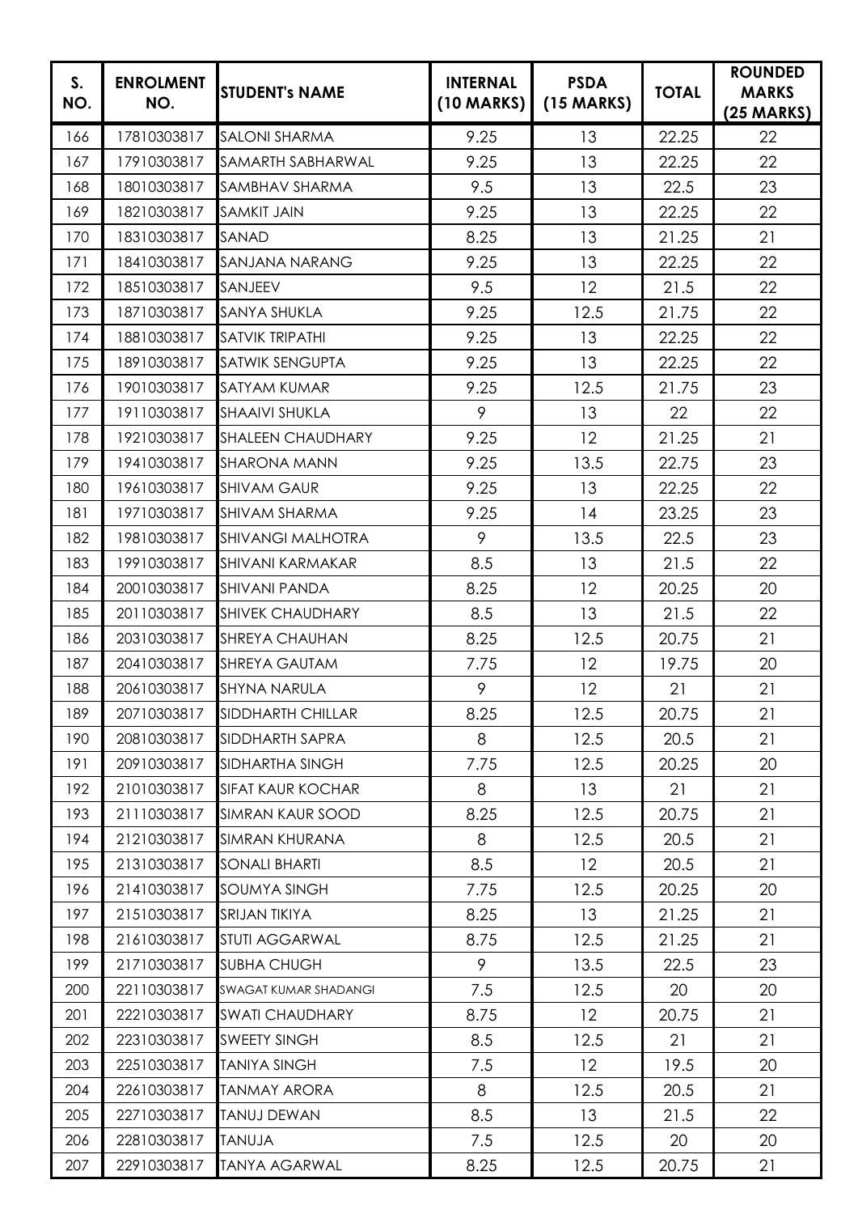| S. NO. | ENROLMENT NO. | STUDENT's NAME | INTERNAL (10 MARKS) | PSDA (15 MARKS) | TOTAL | ROUNDED MARKS (25 MARKS) |
|---|---|---|---|---|---|---|
| 166 | 17810303817 | SALONI SHARMA | 9.25 | 13 | 22.25 | 22 |
| 167 | 17910303817 | SAMARTH SABHARWAL | 9.25 | 13 | 22.25 | 22 |
| 168 | 18010303817 | SAMBHAV SHARMA | 9.5 | 13 | 22.5 | 23 |
| 169 | 18210303817 | SAMKIT JAIN | 9.25 | 13 | 22.25 | 22 |
| 170 | 18310303817 | SANAD | 8.25 | 13 | 21.25 | 21 |
| 171 | 18410303817 | SANJANA NARANG | 9.25 | 13 | 22.25 | 22 |
| 172 | 18510303817 | SANJEEV | 9.5 | 12 | 21.5 | 22 |
| 173 | 18710303817 | SANYA SHUKLA | 9.25 | 12.5 | 21.75 | 22 |
| 174 | 18810303817 | SATVIK TRIPATHI | 9.25 | 13 | 22.25 | 22 |
| 175 | 18910303817 | SATWIK SENGUPTA | 9.25 | 13 | 22.25 | 22 |
| 176 | 19010303817 | SATYAM KUMAR | 9.25 | 12.5 | 21.75 | 23 |
| 177 | 19110303817 | SHAAIVI SHUKLA | 9 | 13 | 22 | 22 |
| 178 | 19210303817 | SHALEEN CHAUDHARY | 9.25 | 12 | 21.25 | 21 |
| 179 | 19410303817 | SHARONA MANN | 9.25 | 13.5 | 22.75 | 23 |
| 180 | 19610303817 | SHIVAM GAUR | 9.25 | 13 | 22.25 | 22 |
| 181 | 19710303817 | SHIVAM SHARMA | 9.25 | 14 | 23.25 | 23 |
| 182 | 19810303817 | SHIVANGI MALHOTRA | 9 | 13.5 | 22.5 | 23 |
| 183 | 19910303817 | SHIVANI KARMAKAR | 8.5 | 13 | 21.5 | 22 |
| 184 | 20010303817 | SHIVANI PANDA | 8.25 | 12 | 20.25 | 20 |
| 185 | 20110303817 | SHIVEK CHAUDHARY | 8.5 | 13 | 21.5 | 22 |
| 186 | 20310303817 | SHREYA CHAUHAN | 8.25 | 12.5 | 20.75 | 21 |
| 187 | 20410303817 | SHREYA GAUTAM | 7.75 | 12 | 19.75 | 20 |
| 188 | 20610303817 | SHYNA NARULA | 9 | 12 | 21 | 21 |
| 189 | 20710303817 | SIDDHARTH CHILLAR | 8.25 | 12.5 | 20.75 | 21 |
| 190 | 20810303817 | SIDDHARTH SAPRA | 8 | 12.5 | 20.5 | 21 |
| 191 | 20910303817 | SIDHARTHA SINGH | 7.75 | 12.5 | 20.25 | 20 |
| 192 | 21010303817 | SIFAT KAUR KOCHAR | 8 | 13 | 21 | 21 |
| 193 | 21110303817 | SIMRAN KAUR SOOD | 8.25 | 12.5 | 20.75 | 21 |
| 194 | 21210303817 | SIMRAN KHURANA | 8 | 12.5 | 20.5 | 21 |
| 195 | 21310303817 | SONALI BHARTI | 8.5 | 12 | 20.5 | 21 |
| 196 | 21410303817 | SOUMYA SINGH | 7.75 | 12.5 | 20.25 | 20 |
| 197 | 21510303817 | SRIJAN TIKIYA | 8.25 | 13 | 21.25 | 21 |
| 198 | 21610303817 | STUTI AGGARWAL | 8.75 | 12.5 | 21.25 | 21 |
| 199 | 21710303817 | SUBHA CHUGH | 9 | 13.5 | 22.5 | 23 |
| 200 | 22110303817 | SWAGAT KUMAR SHADANGI | 7.5 | 12.5 | 20 | 20 |
| 201 | 22210303817 | SWATI CHAUDHARY | 8.75 | 12 | 20.75 | 21 |
| 202 | 22310303817 | SWEETY SINGH | 8.5 | 12.5 | 21 | 21 |
| 203 | 22510303817 | TANIYA SINGH | 7.5 | 12 | 19.5 | 20 |
| 204 | 22610303817 | TANMAY ARORA | 8 | 12.5 | 20.5 | 21 |
| 205 | 22710303817 | TANUJ DEWAN | 8.5 | 13 | 21.5 | 22 |
| 206 | 22810303817 | TANUJA | 7.5 | 12.5 | 20 | 20 |
| 207 | 22910303817 | TANYA AGARWAL | 8.25 | 12.5 | 20.75 | 21 |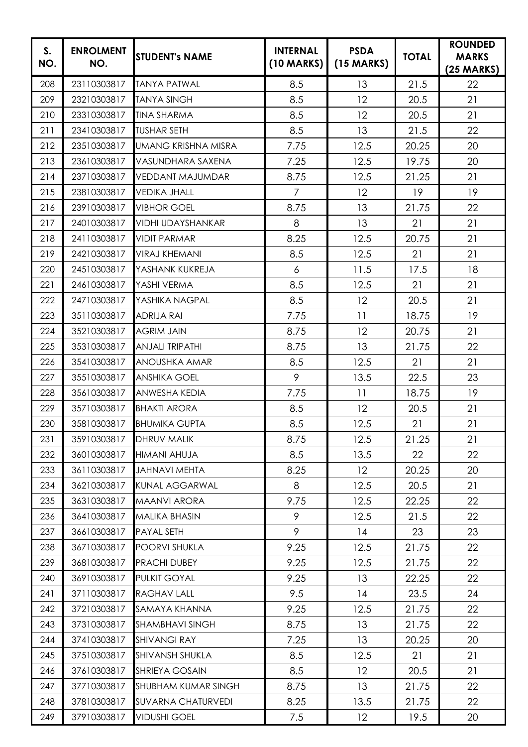| S. NO. | ENROLMENT NO. | STUDENT's NAME | INTERNAL (10 MARKS) | PSDA (15 MARKS) | TOTAL | ROUNDED MARKS (25 MARKS) |
| --- | --- | --- | --- | --- | --- | --- |
| 208 | 23110303817 | TANYA PATWAL | 8.5 | 13 | 21.5 | 22 |
| 209 | 23210303817 | TANYA SINGH | 8.5 | 12 | 20.5 | 21 |
| 210 | 23310303817 | TINA SHARMA | 8.5 | 12 | 20.5 | 21 |
| 211 | 23410303817 | TUSHAR SETH | 8.5 | 13 | 21.5 | 22 |
| 212 | 23510303817 | UMANG KRISHNA MISRA | 7.75 | 12.5 | 20.25 | 20 |
| 213 | 23610303817 | VASUNDHARA SAXENA | 7.25 | 12.5 | 19.75 | 20 |
| 214 | 23710303817 | VEDDANT MAJUMDAR | 8.75 | 12.5 | 21.25 | 21 |
| 215 | 23810303817 | VEDIKA JHALL | 7 | 12 | 19 | 19 |
| 216 | 23910303817 | VIBHOR GOEL | 8.75 | 13 | 21.75 | 22 |
| 217 | 24010303817 | VIDHI UDAYSHANKAR | 8 | 13 | 21 | 21 |
| 218 | 24110303817 | VIDIT PARMAR | 8.25 | 12.5 | 20.75 | 21 |
| 219 | 24210303817 | VIRAJ KHEMANI | 8.5 | 12.5 | 21 | 21 |
| 220 | 24510303817 | YASHANK KUKREJA | 6 | 11.5 | 17.5 | 18 |
| 221 | 24610303817 | YASHI VERMA | 8.5 | 12.5 | 21 | 21 |
| 222 | 24710303817 | YASHIKA NAGPAL | 8.5 | 12 | 20.5 | 21 |
| 223 | 35110303817 | ADRIJA RAI | 7.75 | 11 | 18.75 | 19 |
| 224 | 35210303817 | AGRIM JAIN | 8.75 | 12 | 20.75 | 21 |
| 225 | 35310303817 | ANJALI TRIPATHI | 8.75 | 13 | 21.75 | 22 |
| 226 | 35410303817 | ANOUSHKA AMAR | 8.5 | 12.5 | 21 | 21 |
| 227 | 35510303817 | ANSHIKA GOEL | 9 | 13.5 | 22.5 | 23 |
| 228 | 35610303817 | ANWESHA KEDIA | 7.75 | 11 | 18.75 | 19 |
| 229 | 35710303817 | BHAKTI ARORA | 8.5 | 12 | 20.5 | 21 |
| 230 | 35810303817 | BHUMIKA GUPTA | 8.5 | 12.5 | 21 | 21 |
| 231 | 35910303817 | DHRUV MALIK | 8.75 | 12.5 | 21.25 | 21 |
| 232 | 36010303817 | HIMANI AHUJA | 8.5 | 13.5 | 22 | 22 |
| 233 | 36110303817 | JAHNAVI MEHTA | 8.25 | 12 | 20.25 | 20 |
| 234 | 36210303817 | KUNAL AGGARWAL | 8 | 12.5 | 20.5 | 21 |
| 235 | 36310303817 | MAANVI ARORA | 9.75 | 12.5 | 22.25 | 22 |
| 236 | 36410303817 | MALIKA BHASIN | 9 | 12.5 | 21.5 | 22 |
| 237 | 36610303817 | PAYAL SETH | 9 | 14 | 23 | 23 |
| 238 | 36710303817 | POORVI SHUKLA | 9.25 | 12.5 | 21.75 | 22 |
| 239 | 36810303817 | PRACHI DUBEY | 9.25 | 12.5 | 21.75 | 22 |
| 240 | 36910303817 | PULKIT GOYAL | 9.25 | 13 | 22.25 | 22 |
| 241 | 37110303817 | RAGHAV LALL | 9.5 | 14 | 23.5 | 24 |
| 242 | 37210303817 | SAMAYA KHANNA | 9.25 | 12.5 | 21.75 | 22 |
| 243 | 37310303817 | SHAMBHAVI SINGH | 8.75 | 13 | 21.75 | 22 |
| 244 | 37410303817 | SHIVANGI RAY | 7.25 | 13 | 20.25 | 20 |
| 245 | 37510303817 | SHIVANSH SHUKLA | 8.5 | 12.5 | 21 | 21 |
| 246 | 37610303817 | SHRIEYA GOSAIN | 8.5 | 12 | 20.5 | 21 |
| 247 | 37710303817 | SHUBHAM KUMAR SINGH | 8.75 | 13 | 21.75 | 22 |
| 248 | 37810303817 | SUVARNA CHATURVEDI | 8.25 | 13.5 | 21.75 | 22 |
| 249 | 37910303817 | VIDUSHI GOEL | 7.5 | 12 | 19.5 | 20 |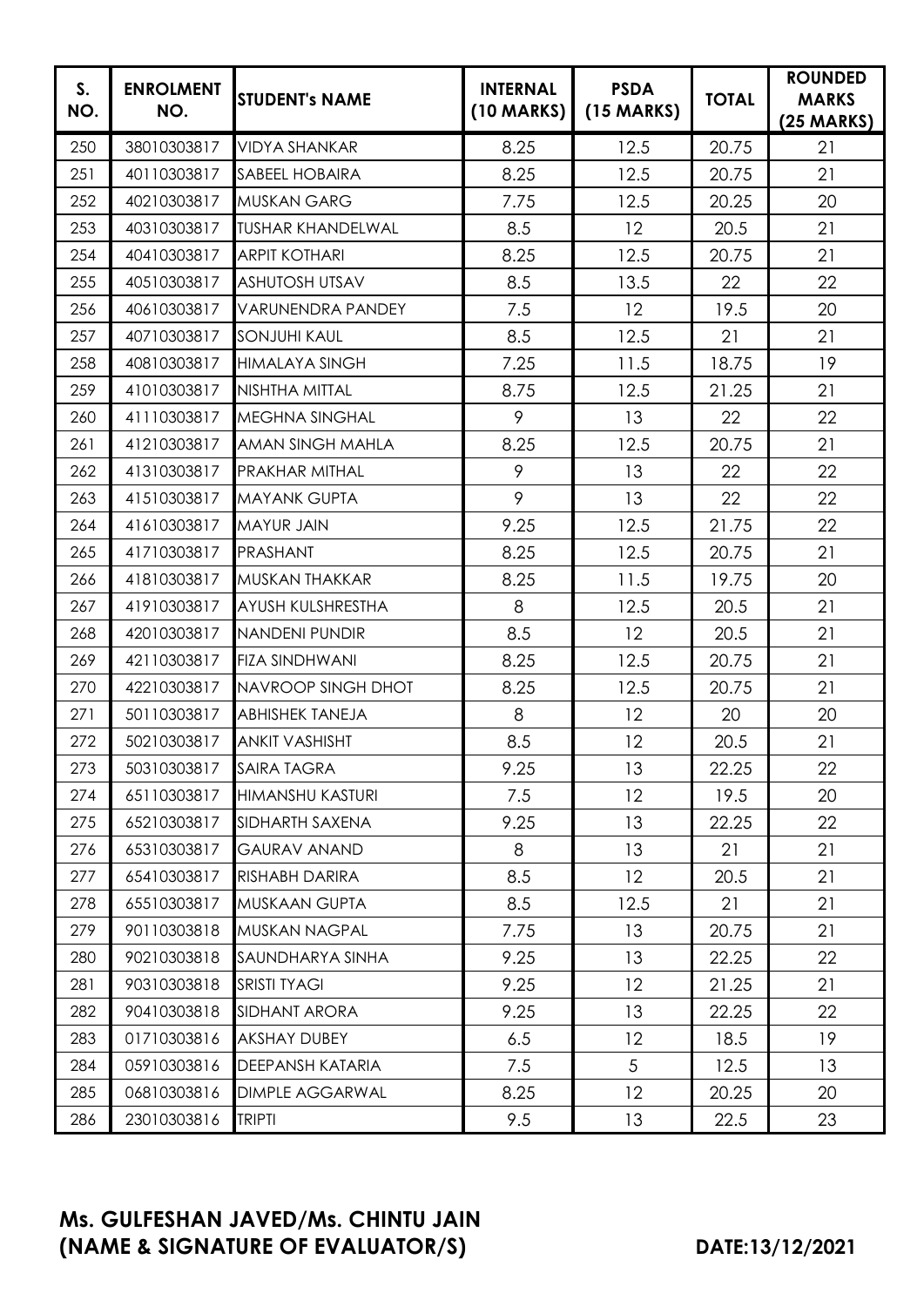| S. NO. | ENROLMENT NO. | STUDENT's NAME | INTERNAL (10 MARKS) | PSDA (15 MARKS) | TOTAL | ROUNDED MARKS (25 MARKS) |
|---|---|---|---|---|---|---|
| 250 | 38010303817 | VIDYA SHANKAR | 8.25 | 12.5 | 20.75 | 21 |
| 251 | 40110303817 | SABEEL HOBAIRA | 8.25 | 12.5 | 20.75 | 21 |
| 252 | 40210303817 | MUSKAN GARG | 7.75 | 12.5 | 20.25 | 20 |
| 253 | 40310303817 | TUSHAR KHANDELWAL | 8.5 | 12 | 20.5 | 21 |
| 254 | 40410303817 | ARPIT KOTHARI | 8.25 | 12.5 | 20.75 | 21 |
| 255 | 40510303817 | ASHUTOSH UTSAV | 8.5 | 13.5 | 22 | 22 |
| 256 | 40610303817 | VARUNENDRA PANDEY | 7.5 | 12 | 19.5 | 20 |
| 257 | 40710303817 | SONJUHI KAUL | 8.5 | 12.5 | 21 | 21 |
| 258 | 40810303817 | HIMALAYA SINGH | 7.25 | 11.5 | 18.75 | 19 |
| 259 | 41010303817 | NISHTHA MITTAL | 8.75 | 12.5 | 21.25 | 21 |
| 260 | 41110303817 | MEGHNA SINGHAL | 9 | 13 | 22 | 22 |
| 261 | 41210303817 | AMAN SINGH MAHLA | 8.25 | 12.5 | 20.75 | 21 |
| 262 | 41310303817 | PRAKHAR MITHAL | 9 | 13 | 22 | 22 |
| 263 | 41510303817 | MAYANK GUPTA | 9 | 13 | 22 | 22 |
| 264 | 41610303817 | MAYUR JAIN | 9.25 | 12.5 | 21.75 | 22 |
| 265 | 41710303817 | PRASHANT | 8.25 | 12.5 | 20.75 | 21 |
| 266 | 41810303817 | MUSKAN THAKKAR | 8.25 | 11.5 | 19.75 | 20 |
| 267 | 41910303817 | AYUSH KULSHRESTHA | 8 | 12.5 | 20.5 | 21 |
| 268 | 42010303817 | NANDENI PUNDIR | 8.5 | 12 | 20.5 | 21 |
| 269 | 42110303817 | FIZA SINDHWANI | 8.25 | 12.5 | 20.75 | 21 |
| 270 | 42210303817 | NAVROOP SINGH DHOT | 8.25 | 12.5 | 20.75 | 21 |
| 271 | 50110303817 | ABHISHEK TANEJA | 8 | 12 | 20 | 20 |
| 272 | 50210303817 | ANKIT VASHISHT | 8.5 | 12 | 20.5 | 21 |
| 273 | 50310303817 | SAIRA TAGRA | 9.25 | 13 | 22.25 | 22 |
| 274 | 65110303817 | HIMANSHU KASTURI | 7.5 | 12 | 19.5 | 20 |
| 275 | 65210303817 | SIDHARTH SAXENA | 9.25 | 13 | 22.25 | 22 |
| 276 | 65310303817 | GAURAV ANAND | 8 | 13 | 21 | 21 |
| 277 | 65410303817 | RISHABH DARIRA | 8.5 | 12 | 20.5 | 21 |
| 278 | 65510303817 | MUSKAAN GUPTA | 8.5 | 12.5 | 21 | 21 |
| 279 | 90110303818 | MUSKAN NAGPAL | 7.75 | 13 | 20.75 | 21 |
| 280 | 90210303818 | SAUNDHARYA SINHA | 9.25 | 13 | 22.25 | 22 |
| 281 | 90310303818 | SRISTI TYAGI | 9.25 | 12 | 21.25 | 21 |
| 282 | 90410303818 | SIDHANT ARORA | 9.25 | 13 | 22.25 | 22 |
| 283 | 01710303816 | AKSHAY DUBEY | 6.5 | 12 | 18.5 | 19 |
| 284 | 05910303816 | DEEPANSH KATARIA | 7.5 | 5 | 12.5 | 13 |
| 285 | 06810303816 | DIMPLE AGGARWAL | 8.25 | 12 | 20.25 | 20 |
| 286 | 23010303816 | TRIPTI | 9.5 | 13 | 22.5 | 23 |

**Ms. GULFESHAN JAVED/Ms. CHINTU JAIN**
**(NAME & SIGNATURE OF EVALUATOR/S)** **DATE:13/12/2021**